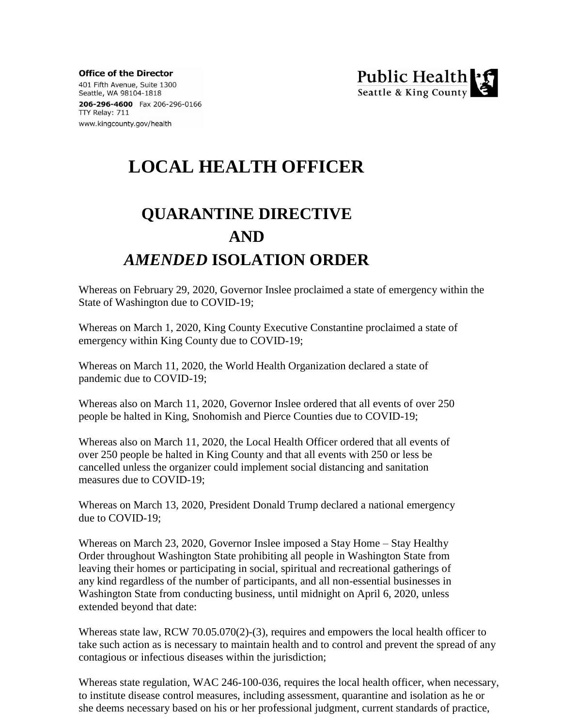**Office of the Director**
401 Fifth Avenue, Suite 1300
Seattle, WA 98104-1818
**206-296-4600** Fax 206-296-0166
TTY Relay: 711
www.kingcounty.gov/health

Public Health
Seattle & King County

# LOCAL HEALTH OFFICER

## QUARANTINE DIRECTIVE AND *AMENDED* ISOLATION ORDER

Whereas on February 29, 2020, Governor Inslee proclaimed a state of emergency within the State of Washington due to COVID-19;

Whereas on March 1, 2020, King County Executive Constantine proclaimed a state of emergency within King County due to COVID-19;

Whereas on March 11, 2020, the World Health Organization declared a state of pandemic due to COVID-19;

Whereas also on March 11, 2020, Governor Inslee ordered that all events of over 250 people be halted in King, Snohomish and Pierce Counties due to COVID-19;

Whereas also on March 11, 2020, the Local Health Officer ordered that all events of over 250 people be halted in King County and that all events with 250 or less be cancelled unless the organizer could implement social distancing and sanitation measures due to COVID-19;

Whereas on March 13, 2020, President Donald Trump declared a national emergency due to COVID-19;

Whereas on March 23, 2020, Governor Inslee imposed a Stay Home – Stay Healthy Order throughout Washington State prohibiting all people in Washington State from leaving their homes or participating in social, spiritual and recreational gatherings of any kind regardless of the number of participants, and all non-essential businesses in Washington State from conducting business, until midnight on April 6, 2020, unless extended beyond that date:

Whereas state law, RCW 70.05.070(2)-(3), requires and empowers the local health officer to take such action as is necessary to maintain health and to control and prevent the spread of any contagious or infectious diseases within the jurisdiction;

Whereas state regulation, WAC 246-100-036, requires the local health officer, when necessary, to institute disease control measures, including assessment, quarantine and isolation as he or she deems necessary based on his or her professional judgment, current standards of practice,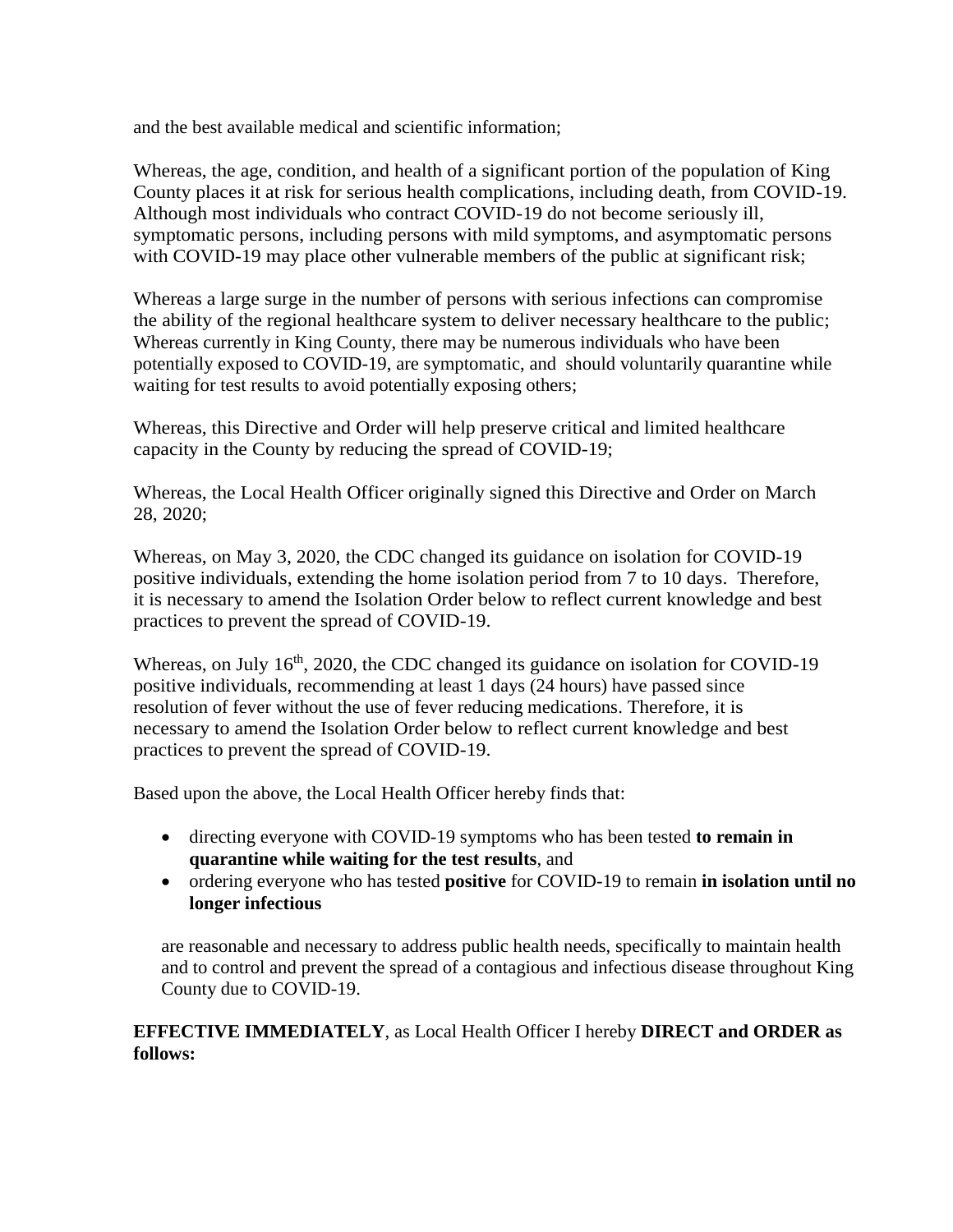and the best available medical and scientific information;

Whereas, the age, condition, and health of a significant portion of the population of King County places it at risk for serious health complications, including death, from COVID-19. Although most individuals who contract COVID-19 do not become seriously ill, symptomatic persons, including persons with mild symptoms, and asymptomatic persons with COVID-19 may place other vulnerable members of the public at significant risk;

Whereas a large surge in the number of persons with serious infections can compromise the ability of the regional healthcare system to deliver necessary healthcare to the public;
Whereas currently in King County, there may be numerous individuals who have been potentially exposed to COVID-19, are symptomatic, and should voluntarily quarantine while waiting for test results to avoid potentially exposing others;

Whereas, this Directive and Order will help preserve critical and limited healthcare capacity in the County by reducing the spread of COVID-19;

Whereas, the Local Health Officer originally signed this Directive and Order on March 28, 2020;

Whereas, on May 3, 2020, the CDC changed its guidance on isolation for COVID-19 positive individuals, extending the home isolation period from 7 to 10 days. Therefore, it is necessary to amend the Isolation Order below to reflect current knowledge and best practices to prevent the spread of COVID-19.

Whereas, on July 16th, 2020, the CDC changed its guidance on isolation for COVID-19 positive individuals, recommending at least 1 days (24 hours) have passed since resolution of fever without the use of fever reducing medications. Therefore, it is necessary to amend the Isolation Order below to reflect current knowledge and best practices to prevent the spread of COVID-19.

Based upon the above, the Local Health Officer hereby finds that:

- directing everyone with COVID-19 symptoms who has been tested **to remain in quarantine while waiting for the test results**, and
- ordering everyone who has tested **positive** for COVID-19 to remain **in isolation until no longer infectious**

are reasonable and necessary to address public health needs, specifically to maintain health and to control and prevent the spread of a contagious and infectious disease throughout King County due to COVID-19.

**EFFECTIVE IMMEDIATELY**, as Local Health Officer I hereby **DIRECT and ORDER as follows:**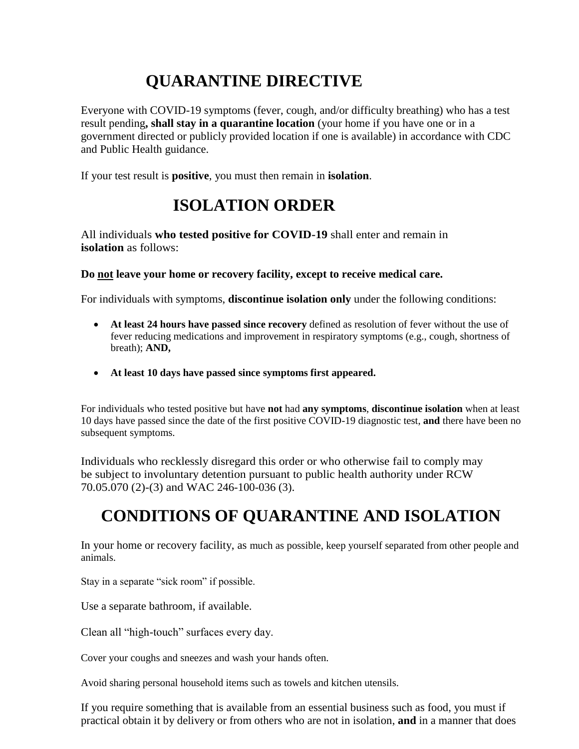# QUARANTINE DIRECTIVE

Everyone with COVID-19 symptoms (fever, cough, and/or difficulty breathing) who has a test result pending**, shall stay in a quarantine location** (your home if you have one or in a government directed or publicly provided location if one is available) in accordance with CDC and Public Health guidance.

If your test result is **positive**, you must then remain in **isolation**.

# ISOLATION ORDER

All individuals **who tested positive for COVID-19** shall enter and remain in **isolation** as follows:

**Do <u>not</u> leave your home or recovery facility, except to receive medical care.**

For individuals with symptoms, **discontinue isolation only** under the following conditions:

- **At least 24 hours have passed since recovery** defined as resolution of fever without the use of fever reducing medications and improvement in respiratory symptoms (e.g., cough, shortness of breath); **AND,**
- **At least 10 days have passed since symptoms first appeared.**

For individuals who tested positive but have **not** had **any symptoms**, **discontinue isolation** when at least 10 days have passed since the date of the first positive COVID-19 diagnostic test, **and** there have been no subsequent symptoms.

Individuals who recklessly disregard this order or who otherwise fail to comply may be subject to involuntary detention pursuant to public health authority under RCW 70.05.070 (2)-(3) and WAC 246-100-036 (3).

# CONDITIONS OF QUARANTINE AND ISOLATION

In your home or recovery facility, as much as possible, keep yourself separated from other people and animals.

Stay in a separate "sick room" if possible.

Use a separate bathroom, if available.

Clean all "high-touch" surfaces every day.

Cover your coughs and sneezes and wash your hands often.

Avoid sharing personal household items such as towels and kitchen utensils.

If you require something that is available from an essential business such as food, you must if practical obtain it by delivery or from others who are not in isolation, **and** in a manner that does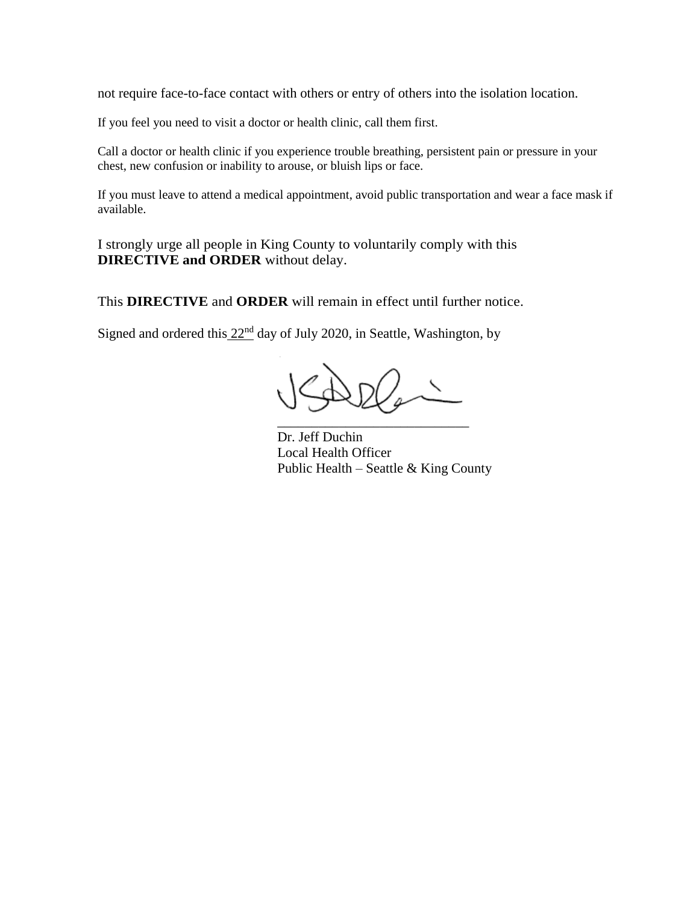not require face-to-face contact with others or entry of others into the isolation location.

If you feel you need to visit a doctor or health clinic, call them first.

Call a doctor or health clinic if you experience trouble breathing, persistent pain or pressure in your chest, new confusion or inability to arouse, or bluish lips or face.

If you must leave to attend a medical appointment, avoid public transportation and wear a face mask if available.

I strongly urge all people in King County to voluntarily comply with this **DIRECTIVE and ORDER** without delay.

This **DIRECTIVE** and **ORDER** will remain in effect until further notice.

Signed and ordered this 22nd day of July 2020, in Seattle, Washington, by

_____________________________

Dr. Jeff Duchin
Local Health Officer
Public Health – Seattle & King County